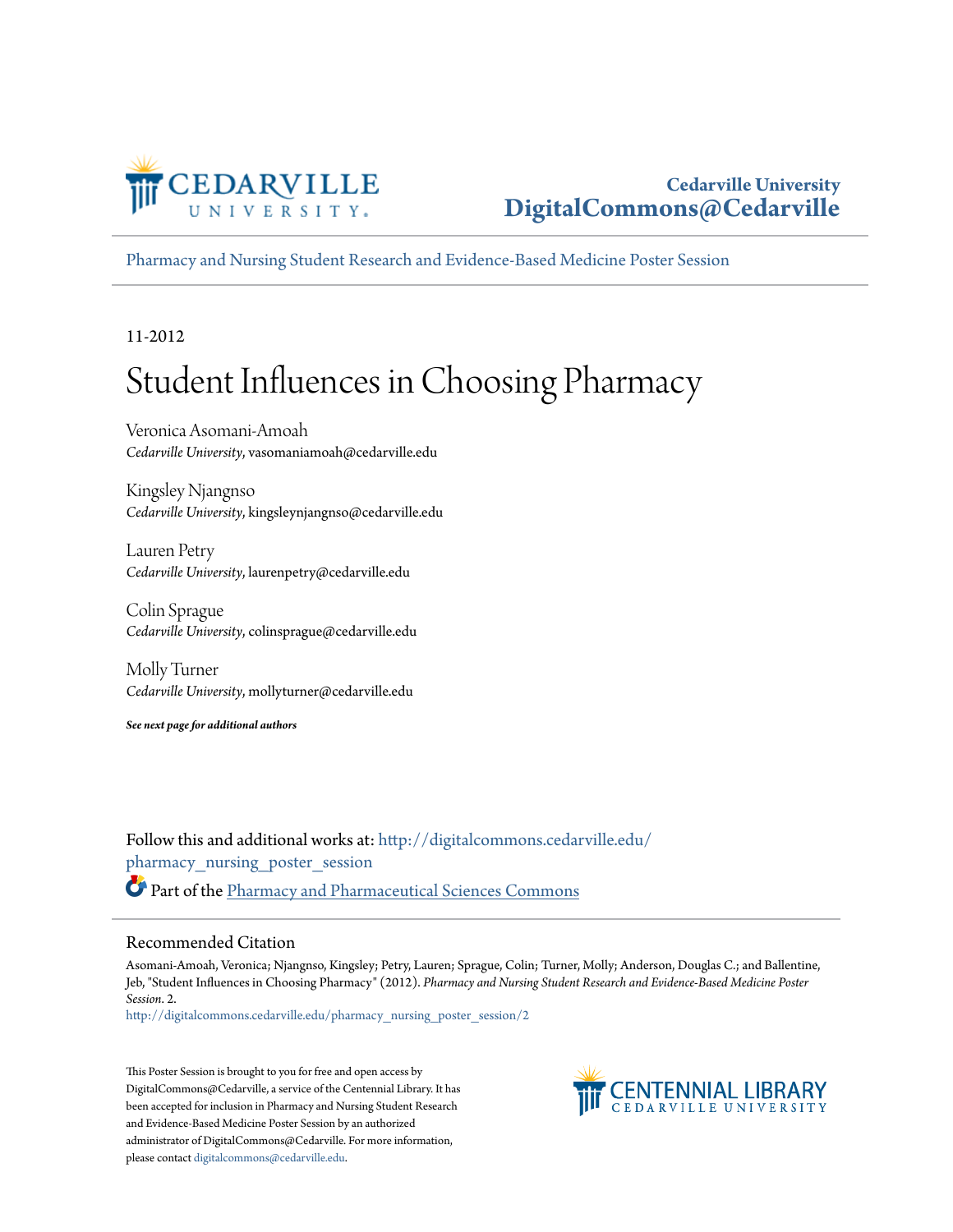Cedarville University
DigitalCommons@Cedarville

Pharmacy and Nursing Student Research and Evidence-Based Medicine Poster Session

11-2012

# Student Influences in Choosing Pharmacy

Veronica Asomani-Amoah
*Cedarville University*, vasomaniamoah@cedarville.edu

Kingsley Njangnso
*Cedarville University*, kingsleynjangnso@cedarville.edu

Lauren Petry
*Cedarville University*, laurenpetry@cedarville.edu

Colin Sprague
*Cedarville University*, colinsprague@cedarville.edu

Molly Turner
*Cedarville University*, mollyturner@cedarville.edu

***See next page for additional authors***

Follow this and additional works at: http://digitalcommons.cedarville.edu/pharmacy_nursing_poster_session

Part of the Pharmacy and Pharmaceutical Sciences Commons

## Recommended Citation

Asomani-Amoah, Veronica; Njangnso, Kingsley; Petry, Lauren; Sprague, Colin; Turner, Molly; Anderson, Douglas C.; and Ballentine, Jeb, "Student Influences in Choosing Pharmacy" (2012). *Pharmacy and Nursing Student Research and Evidence-Based Medicine Poster Session*. 2.
http://digitalcommons.cedarville.edu/pharmacy_nursing_poster_session/2

This Poster Session is brought to you for free and open access by DigitalCommons@Cedarville, a service of the Centennial Library. It has been accepted for inclusion in Pharmacy and Nursing Student Research and Evidence-Based Medicine Poster Session by an authorized administrator of DigitalCommons@Cedarville. For more information, please contact digitalcommons@cedarville.edu.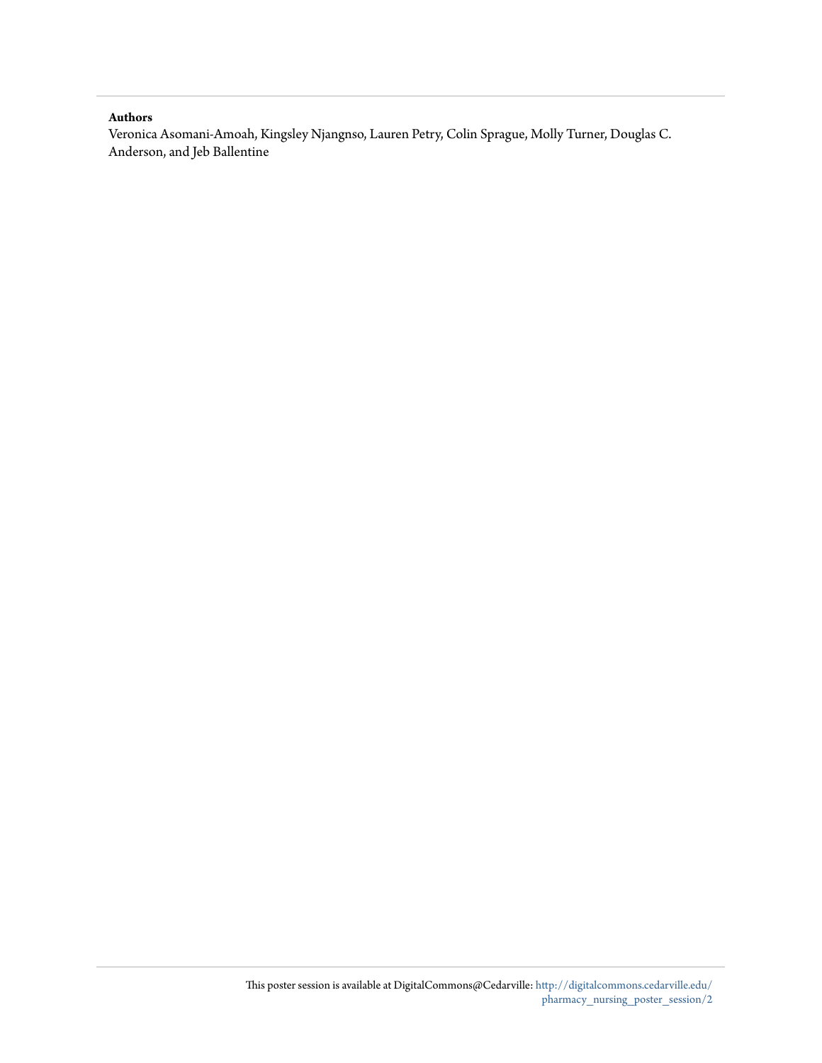**Authors**

Veronica Asomani-Amoah, Kingsley Njangnso, Lauren Petry, Colin Sprague, Molly Turner, Douglas C. Anderson, and Jeb Ballentine

This poster session is available at DigitalCommons@Cedarville: http://digitalcommons.cedarville.edu/pharmacy_nursing_poster_session/2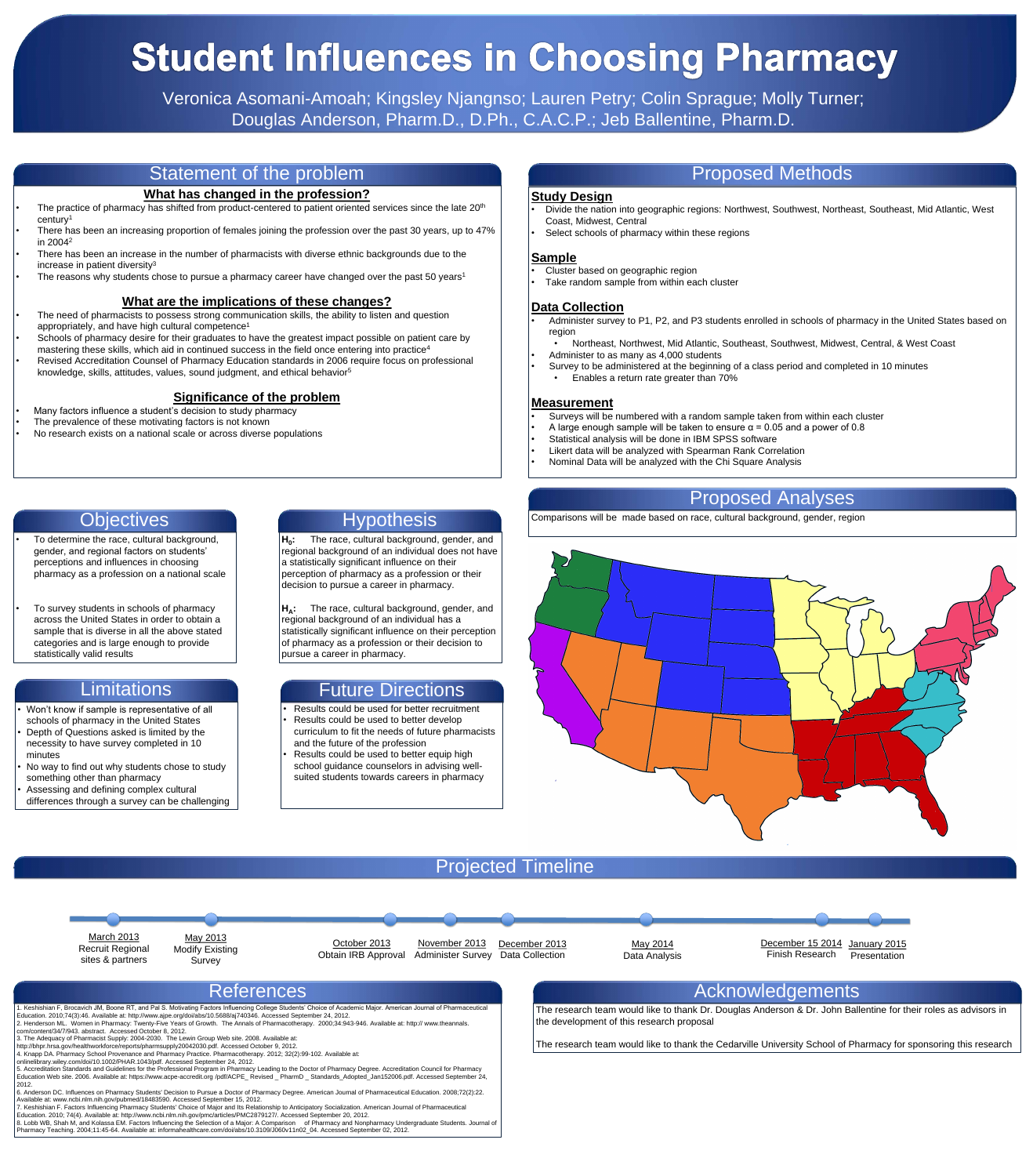# Student Influences in Choosing Pharmacy

Veronica Asomani-Amoah; Kingsley Njangnso; Lauren Petry; Colin Sprague; Molly Turner; Douglas Anderson, Pharm.D., D.Ph., C.A.C.P.; Jeb Ballentine, Pharm.D.

## Statement of the problem

### What has changed in the profession?

- The practice of pharmacy has shifted from product-centered to patient oriented services since the late 20th century[1]
- There has been an increasing proportion of females joining the profession over the past 30 years, up to 47% in 2004[2]
- There has been an increase in the number of pharmacists with diverse ethnic backgrounds due to the increase in patient diversity[3]
- The reasons why students chose to pursue a pharmacy career have changed over the past 50 years[1]

### What are the implications of these changes?

- The need of pharmacists to possess strong communication skills, the ability to listen and question appropriately, and have high cultural competence[1]
- Schools of pharmacy desire for their graduates to have the greatest impact possible on patient care by mastering these skills, which aid in continued success in the field once entering into practice[4]
- Revised Accreditation Counsel of Pharmacy Education standards in 2006 require focus on professional knowledge, skills, attitudes, values, sound judgment, and ethical behavior[5]

### Significance of the problem

- Many factors influence a student's decision to study pharmacy
- The prevalence of these motivating factors is not known
- No research exists on a national scale or across diverse populations

## Objectives

- To determine the race, cultural background, gender, and regional factors on students' perceptions and influences in choosing pharmacy as a profession on a national scale
- To survey students in schools of pharmacy across the United States in order to obtain a sample that is diverse in all the above stated categories and is large enough to provide statistically valid results

## Hypothesis

**$H_0$:** The race, cultural background, gender, and regional background of an individual does not have a statistically significant influence on their perception of pharmacy as a profession or their decision to pursue a career in pharmacy.

**$H_A$:** The race, cultural background, gender, and regional background of an individual has a statistically significant influence on their perception of pharmacy as a profession or their decision to pursue a career in pharmacy.

## Limitations

- Won't know if sample is representative of all schools of pharmacy in the United States
- Depth of Questions asked is limited by the necessity to have survey completed in 10 minutes
- No way to find out why students chose to study something other than pharmacy
- Assessing and defining complex cultural differences through a survey can be challenging

## Future Directions

- Results could be used for better recruitment
- Results could be used to better develop curriculum to fit the needs of future pharmacists and the future of the profession
- Results could be used to better equip high school guidance counselors in advising well-suited students towards careers in pharmacy

## Proposed Methods

### Study Design

- Divide the nation into geographic regions: Northwest, Southwest, Northeast, Southeast, Mid Atlantic, West Coast, Midwest, Central
- Select schools of pharmacy within these regions

### Sample

- Cluster based on geographic region
- Take random sample from within each cluster

### Data Collection

- Administer survey to P1, P2, and P3 students enrolled in schools of pharmacy in the United States based on region
  - Northeast, Northwest, Mid Atlantic, Southeast, Southwest, Midwest, Central, & West Coast
- Administer to as many as 4,000 students
- Survey to be administered at the beginning of a class period and completed in 10 minutes
  - Enables a return rate greater than 70%

### Measurement

- Surveys will be numbered with a random sample taken from within each cluster
- A large enough sample will be taken to ensure $\alpha = 0.05$ and a power of 0.8
- Statistical analysis will be done in IBM SPSS software
- Likert data will be analyzed with Spearman Rank Correlation
- Nominal Data will be analyzed with the Chi Square Analysis

## Proposed Analyses

Comparisons will be made based on race, cultural background, gender, region

## Projected Timeline

- March 2013 – Recruit Regional sites & partners
- May 2013 – Modify Existing Survey
- October 2013 – Obtain IRB Approval
- November 2013 – Administer Survey
- December 2013 – Data Collection
- May 2014 – Data Analysis
- December 15 2014 – Finish Research
- January 2015 – Presentation

## References

1. Keshishian F, Brocavich JM, Boone RT, and Pal S. Motivating Factors Influencing College Students' Choice of Academic Major. American Journal of Pharmaceutical Education. 2010;74(3):46. Available at: http://www.ajpe.org/doi/abs/10.5688/aj740346. Accessed September 24, 2012.
2. Henderson ML. Women in Pharmacy: Twenty-Five Years of Growth. The Annals of Pharmacotherapy. 2000;34:943-946. Available at: http:// www.theannals.com/content/34/7/943. abstract. Accessed October 8, 2012.
3. The Adequacy of Pharmacist Supply: 2004-2030. The Lewin Group Web site. 2008. Available at: http://bhpr.hrsa.gov/healthworkforce/reports/pharmsupply20042030.pdf. Accessed October 9, 2012.
4. Knapp DA. Pharmacy School Provenance and Pharmacy Practice. Pharmacotherapy. 2012; 32(2):99-102. Available at: onlinelibrary.wiley.com/doi/10.1002/PHAR.1043/pdf. Accessed September 24, 2012.
5. Accreditation Standards and Guidelines for the Professional Program in Pharmacy Leading to the Doctor of Pharmacy Degree. Accreditation Council for Pharmacy Education Web site. 2006. Available at: https://www.acpe-accredit.org /pdf/ACPE_ Revised _ PharmD _ Standards_Adopted_Jan152006.pdf. Accessed September 24, 2012.
6. Anderson DC. Influences on Pharmacy Students' Decision to Pursue a Doctor of Pharmacy Degree. American Journal of Pharmaceutical Education. 2008;72(2):22. Available at: www.ncbi.nlm.nih.gov/pubmed/18483590. Accessed September 15, 2012.
7. Keshishian F. Factors Influencing Pharmacy Students' Choice of Major and Its Relationship to Anticipatory Socialization. American Journal of Pharmaceutical Education. 2010; 74(4). Available at: http://www.ncbi.nlm.nih.gov/pmc/articles/PMC2879127/. Accessed September 20, 2012.
8. Lobb WB, Shah M, and Kolassa EM. Factors Influencing the Selection of a Major: A Comparison of Pharmacy and Nonpharmacy Undergraduate Students. Journal of Pharmacy Teaching. 2004;11:45-64. Available at: informahealthcare.com/doi/abs/10.3109/J060v11n02_04. Accessed September 02, 2012.

## Acknowledgements

The research team would like to thank Dr. Douglas Anderson & Dr. John Ballentine for their roles as advisors in the development of this research proposal

The research team would like to thank the Cedarville University School of Pharmacy for sponsoring this research